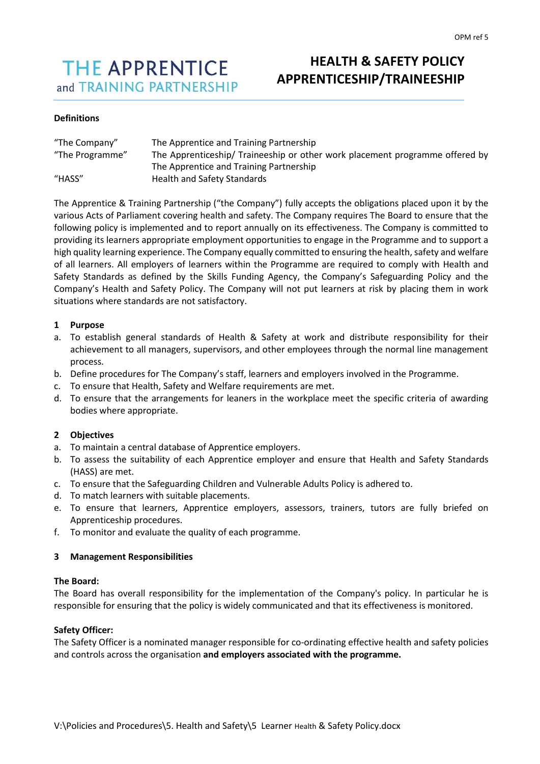# THE APPRENTICE and TRAINING PARTNERSHIP

# HEALTH & SAFETY POLICY APPRENTICESHIP/TRAINEESHIP

**Definitions**

| | |
|---|---|
| "The Company" | The Apprentice and Training Partnership |
| "The Programme" | The Apprenticeship/ Traineeship or other work placement programme offered by The Apprentice and Training Partnership |
| "HASS" | Health and Safety Standards |

The Apprentice & Training Partnership ("the Company") fully accepts the obligations placed upon it by the various Acts of Parliament covering health and safety. The Company requires The Board to ensure that the following policy is implemented and to report annually on its effectiveness. The Company is committed to providing its learners appropriate employment opportunities to engage in the Programme and to support a high quality learning experience. The Company equally committed to ensuring the health, safety and welfare of all learners. All employers of learners within the Programme are required to comply with Health and Safety Standards as defined by the Skills Funding Agency, the Company's Safeguarding Policy and the Company's Health and Safety Policy. The Company will not put learners at risk by placing them in work situations where standards are not satisfactory.

## 1 Purpose

a. To establish general standards of Health & Safety at work and distribute responsibility for their achievement to all managers, supervisors, and other employees through the normal line management process.
b. Define procedures for The Company's staff, learners and employers involved in the Programme.
c. To ensure that Health, Safety and Welfare requirements are met.
d. To ensure that the arrangements for leaners in the workplace meet the specific criteria of awarding bodies where appropriate.

## 2 Objectives

a. To maintain a central database of Apprentice employers.
b. To assess the suitability of each Apprentice employer and ensure that Health and Safety Standards (HASS) are met.
c. To ensure that the Safeguarding Children and Vulnerable Adults Policy is adhered to.
d. To match learners with suitable placements.
e. To ensure that learners, Apprentice employers, assessors, trainers, tutors are fully briefed on Apprenticeship procedures.
f. To monitor and evaluate the quality of each programme.

## 3 Management Responsibilities

**The Board:**
The Board has overall responsibility for the implementation of the Company's policy. In particular he is responsible for ensuring that the policy is widely communicated and that its effectiveness is monitored.

**Safety Officer:**
The Safety Officer is a nominated manager responsible for co-ordinating effective health and safety policies and controls across the organisation **and employers associated with the programme.**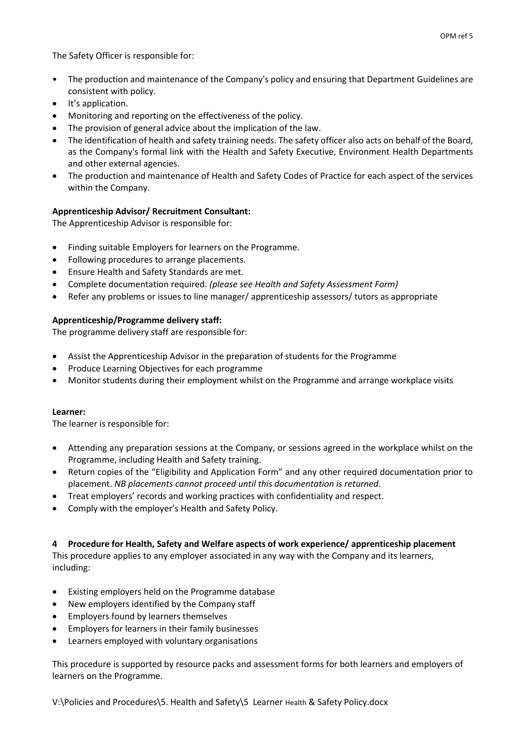The Safety Officer is responsible for:

- The production and maintenance of the Company's policy and ensuring that Department Guidelines are consistent with policy.
- It's application.
- Monitoring and reporting on the effectiveness of the policy.
- The provision of general advice about the implication of the law.
- The identification of health and safety training needs. The safety officer also acts on behalf of the Board, as the Company's formal link with the Health and Safety Executive, Environment Health Departments and other external agencies.
- The production and maintenance of Health and Safety Codes of Practice for each aspect of the services within the Company.

**Apprenticeship Advisor/ Recruitment Consultant:**

The Apprenticeship Advisor is responsible for:

- Finding suitable Employers for learners on the Programme.
- Following procedures to arrange placements.
- Ensure Health and Safety Standards are met.
- Complete documentation required. *(please see Health and Safety Assessment Form)*
- Refer any problems or issues to line manager/ apprenticeship assessors/ tutors as appropriate

**Apprenticeship/Programme delivery staff:**

The programme delivery staff are responsible for:

- Assist the Apprenticeship Advisor in the preparation of students for the Programme
- Produce Learning Objectives for each programme
- Monitor students during their employment whilst on the Programme and arrange workplace visits

**Learner:**

The learner is responsible for:

- Attending any preparation sessions at the Company, or sessions agreed in the workplace whilst on the Programme, including Health and Safety training.
- Return copies of the "Eligibility and Application Form" and any other required documentation prior to placement. *NB placements cannot proceed until this documentation is returned.*
- Treat employers' records and working practices with confidentiality and respect.
- Comply with the employer's Health and Safety Policy.

## 4 Procedure for Health, Safety and Welfare aspects of work experience/ apprenticeship placement

This procedure applies to any employer associated in any way with the Company and its learners, including:

- Existing employers held on the Programme database
- New employers identified by the Company staff
- Employers found by learners themselves
- Employers for learners in their family businesses
- Learners employed with voluntary organisations

This procedure is supported by resource packs and assessment forms for both learners and employers of learners on the Programme.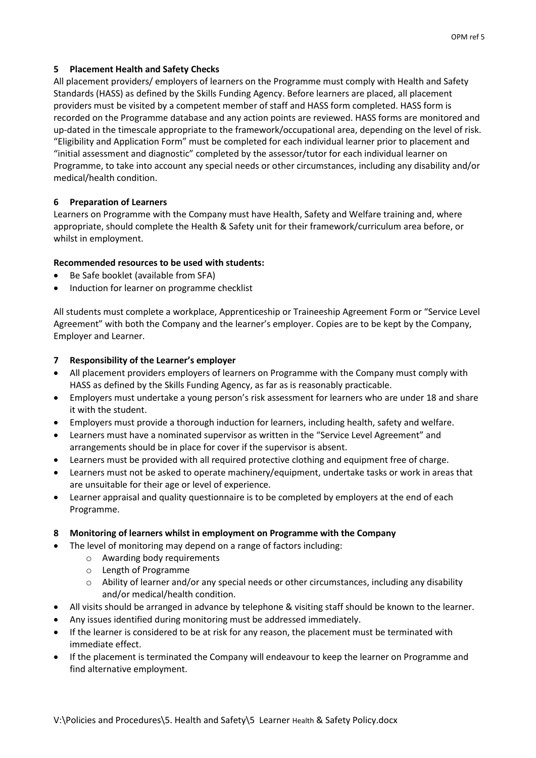## 5 Placement Health and Safety Checks

All placement providers/ employers of learners on the Programme must comply with Health and Safety Standards (HASS) as defined by the Skills Funding Agency. Before learners are placed, all placement providers must be visited by a competent member of staff and HASS form completed. HASS form is recorded on the Programme database and any action points are reviewed. HASS forms are monitored and up-dated in the timescale appropriate to the framework/occupational area, depending on the level of risk. "Eligibility and Application Form" must be completed for each individual learner prior to placement and "initial assessment and diagnostic" completed by the assessor/tutor for each individual learner on Programme, to take into account any special needs or other circumstances, including any disability and/or medical/health condition.

## 6 Preparation of Learners

Learners on Programme with the Company must have Health, Safety and Welfare training and, where appropriate, should complete the Health & Safety unit for their framework/curriculum area before, or whilst in employment.

**Recommended resources to be used with students:**

- Be Safe booklet (available from SFA)
- Induction for learner on programme checklist

All students must complete a workplace, Apprenticeship or Traineeship Agreement Form or "Service Level Agreement" with both the Company and the learner's employer. Copies are to be kept by the Company, Employer and Learner.

## 7 Responsibility of the Learner's employer

- All placement providers employers of learners on Programme with the Company must comply with HASS as defined by the Skills Funding Agency, as far as is reasonably practicable.
- Employers must undertake a young person's risk assessment for learners who are under 18 and share it with the student.
- Employers must provide a thorough induction for learners, including health, safety and welfare.
- Learners must have a nominated supervisor as written in the "Service Level Agreement" and arrangements should be in place for cover if the supervisor is absent.
- Learners must be provided with all required protective clothing and equipment free of charge.
- Learners must not be asked to operate machinery/equipment, undertake tasks or work in areas that are unsuitable for their age or level of experience.
- Learner appraisal and quality questionnaire is to be completed by employers at the end of each Programme.

## 8 Monitoring of learners whilst in employment on Programme with the Company

- The level of monitoring may depend on a range of factors including:
  - Awarding body requirements
  - Length of Programme
  - Ability of learner and/or any special needs or other circumstances, including any disability and/or medical/health condition.
- All visits should be arranged in advance by telephone & visiting staff should be known to the learner.
- Any issues identified during monitoring must be addressed immediately.
- If the learner is considered to be at risk for any reason, the placement must be terminated with immediate effect.
- If the placement is terminated the Company will endeavour to keep the learner on Programme and find alternative employment.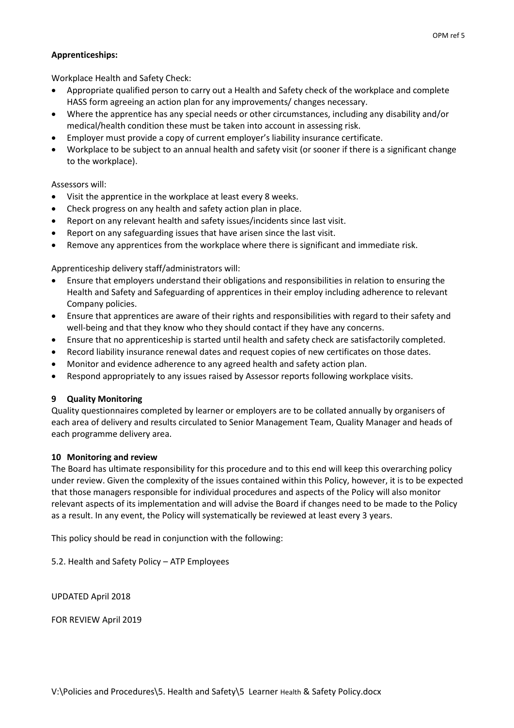**Apprenticeships:**

Workplace Health and Safety Check:

- Appropriate qualified person to carry out a Health and Safety check of the workplace and complete HASS form agreeing an action plan for any improvements/ changes necessary.
- Where the apprentice has any special needs or other circumstances, including any disability and/or medical/health condition these must be taken into account in assessing risk.
- Employer must provide a copy of current employer's liability insurance certificate.
- Workplace to be subject to an annual health and safety visit (or sooner if there is a significant change to the workplace).

Assessors will:

- Visit the apprentice in the workplace at least every 8 weeks.
- Check progress on any health and safety action plan in place.
- Report on any relevant health and safety issues/incidents since last visit.
- Report on any safeguarding issues that have arisen since the last visit.
- Remove any apprentices from the workplace where there is significant and immediate risk.

Apprenticeship delivery staff/administrators will:

- Ensure that employers understand their obligations and responsibilities in relation to ensuring the Health and Safety and Safeguarding of apprentices in their employ including adherence to relevant Company policies.
- Ensure that apprentices are aware of their rights and responsibilities with regard to their safety and well-being and that they know who they should contact if they have any concerns.
- Ensure that no apprenticeship is started until health and safety check are satisfactorily completed.
- Record liability insurance renewal dates and request copies of new certificates on those dates.
- Monitor and evidence adherence to any agreed health and safety action plan.
- Respond appropriately to any issues raised by Assessor reports following workplace visits.

## 9 Quality Monitoring

Quality questionnaires completed by learner or employers are to be collated annually by organisers of each area of delivery and results circulated to Senior Management Team, Quality Manager and heads of each programme delivery area.

## 10 Monitoring and review

The Board has ultimate responsibility for this procedure and to this end will keep this overarching policy under review. Given the complexity of the issues contained within this Policy, however, it is to be expected that those managers responsible for individual procedures and aspects of the Policy will also monitor relevant aspects of its implementation and will advise the Board if changes need to be made to the Policy as a result. In any event, the Policy will systematically be reviewed at least every 3 years.

This policy should be read in conjunction with the following:

5.2. Health and Safety Policy – ATP Employees

UPDATED April 2018

FOR REVIEW April 2019